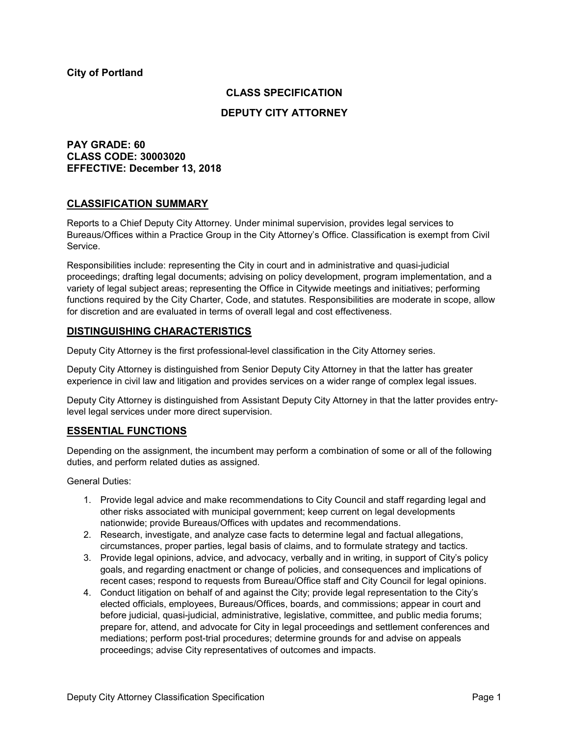**City of Portland**

# CLASS SPECIFICATION

# DEPUTY CITY ATTORNEY

**PAY GRADE: 60**
**CLASS CODE: 30003020**
**EFFECTIVE: December 13, 2018**

## CLASSIFICATION SUMMARY

Reports to a Chief Deputy City Attorney. Under minimal supervision, provides legal services to Bureaus/Offices within a Practice Group in the City Attorney's Office. Classification is exempt from Civil Service.

Responsibilities include: representing the City in court and in administrative and quasi-judicial proceedings; drafting legal documents; advising on policy development, program implementation, and a variety of legal subject areas; representing the Office in Citywide meetings and initiatives; performing functions required by the City Charter, Code, and statutes. Responsibilities are moderate in scope, allow for discretion and are evaluated in terms of overall legal and cost effectiveness.

## DISTINGUISHING CHARACTERISTICS

Deputy City Attorney is the first professional-level classification in the City Attorney series.

Deputy City Attorney is distinguished from Senior Deputy City Attorney in that the latter has greater experience in civil law and litigation and provides services on a wider range of complex legal issues.

Deputy City Attorney is distinguished from Assistant Deputy City Attorney in that the latter provides entry-level legal services under more direct supervision.

## ESSENTIAL FUNCTIONS

Depending on the assignment, the incumbent may perform a combination of some or all of the following duties, and perform related duties as assigned.

General Duties:

1. Provide legal advice and make recommendations to City Council and staff regarding legal and other risks associated with municipal government; keep current on legal developments nationwide; provide Bureaus/Offices with updates and recommendations.
2. Research, investigate, and analyze case facts to determine legal and factual allegations, circumstances, proper parties, legal basis of claims, and to formulate strategy and tactics.
3. Provide legal opinions, advice, and advocacy, verbally and in writing, in support of City's policy goals, and regarding enactment or change of policies, and consequences and implications of recent cases; respond to requests from Bureau/Office staff and City Council for legal opinions.
4. Conduct litigation on behalf of and against the City; provide legal representation to the City's elected officials, employees, Bureaus/Offices, boards, and commissions; appear in court and before judicial, quasi-judicial, administrative, legislative, committee, and public media forums; prepare for, attend, and advocate for City in legal proceedings and settlement conferences and mediations; perform post-trial procedures; determine grounds for and advise on appeals proceedings; advise City representatives of outcomes and impacts.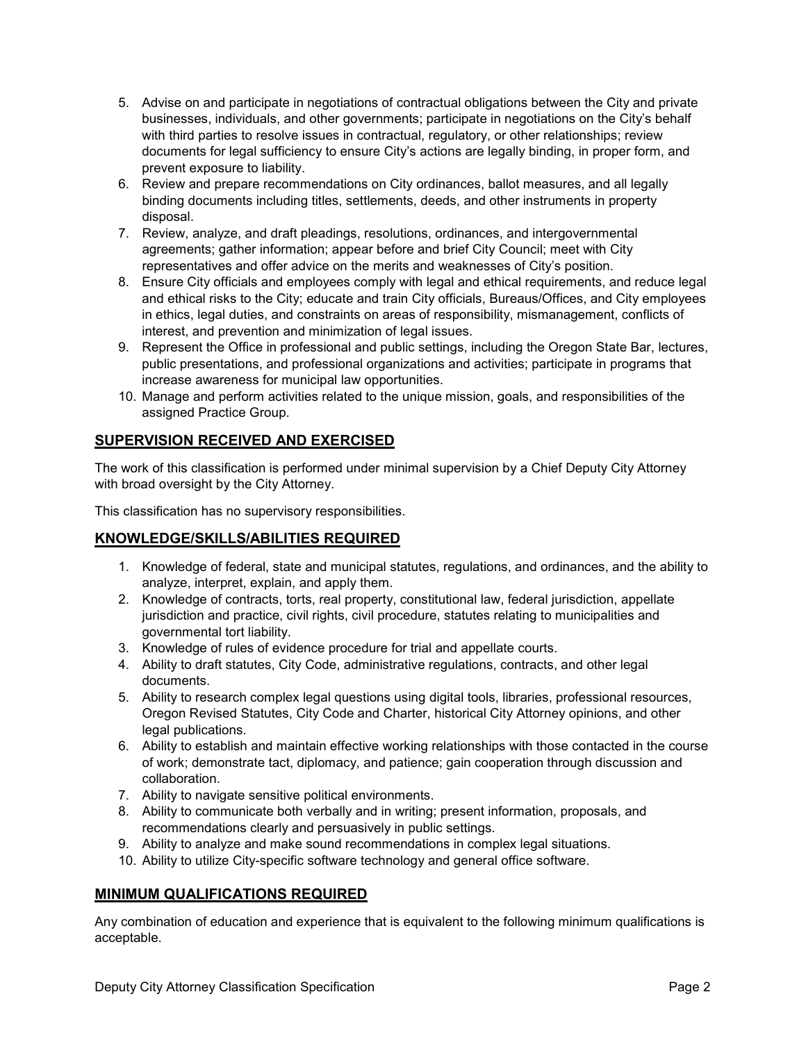5. Advise on and participate in negotiations of contractual obligations between the City and private businesses, individuals, and other governments; participate in negotiations on the City's behalf with third parties to resolve issues in contractual, regulatory, or other relationships; review documents for legal sufficiency to ensure City's actions are legally binding, in proper form, and prevent exposure to liability.
6. Review and prepare recommendations on City ordinances, ballot measures, and all legally binding documents including titles, settlements, deeds, and other instruments in property disposal.
7. Review, analyze, and draft pleadings, resolutions, ordinances, and intergovernmental agreements; gather information; appear before and brief City Council; meet with City representatives and offer advice on the merits and weaknesses of City's position.
8. Ensure City officials and employees comply with legal and ethical requirements, and reduce legal and ethical risks to the City; educate and train City officials, Bureaus/Offices, and City employees in ethics, legal duties, and constraints on areas of responsibility, mismanagement, conflicts of interest, and prevention and minimization of legal issues.
9. Represent the Office in professional and public settings, including the Oregon State Bar, lectures, public presentations, and professional organizations and activities; participate in programs that increase awareness for municipal law opportunities.
10. Manage and perform activities related to the unique mission, goals, and responsibilities of the assigned Practice Group.

## SUPERVISION RECEIVED AND EXERCISED

The work of this classification is performed under minimal supervision by a Chief Deputy City Attorney with broad oversight by the City Attorney.

This classification has no supervisory responsibilities.

## KNOWLEDGE/SKILLS/ABILITIES REQUIRED

1. Knowledge of federal, state and municipal statutes, regulations, and ordinances, and the ability to analyze, interpret, explain, and apply them.
2. Knowledge of contracts, torts, real property, constitutional law, federal jurisdiction, appellate jurisdiction and practice, civil rights, civil procedure, statutes relating to municipalities and governmental tort liability.
3. Knowledge of rules of evidence procedure for trial and appellate courts.
4. Ability to draft statutes, City Code, administrative regulations, contracts, and other legal documents.
5. Ability to research complex legal questions using digital tools, libraries, professional resources, Oregon Revised Statutes, City Code and Charter, historical City Attorney opinions, and other legal publications.
6. Ability to establish and maintain effective working relationships with those contacted in the course of work; demonstrate tact, diplomacy, and patience; gain cooperation through discussion and collaboration.
7. Ability to navigate sensitive political environments.
8. Ability to communicate both verbally and in writing; present information, proposals, and recommendations clearly and persuasively in public settings.
9. Ability to analyze and make sound recommendations in complex legal situations.
10. Ability to utilize City-specific software technology and general office software.

## MINIMUM QUALIFICATIONS REQUIRED

Any combination of education and experience that is equivalent to the following minimum qualifications is acceptable.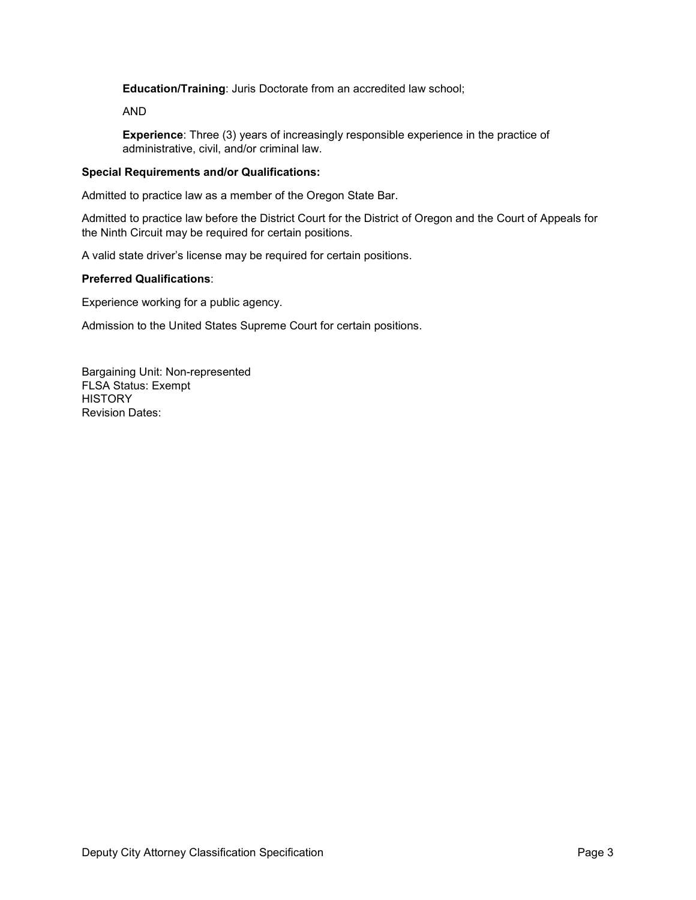**Education/Training**: Juris Doctorate from an accredited law school;

AND

**Experience**: Three (3) years of increasingly responsible experience in the practice of administrative, civil, and/or criminal law.

**Special Requirements and/or Qualifications:**

Admitted to practice law as a member of the Oregon State Bar.

Admitted to practice law before the District Court for the District of Oregon and the Court of Appeals for the Ninth Circuit may be required for certain positions.

A valid state driver's license may be required for certain positions.

**Preferred Qualifications**:

Experience working for a public agency.

Admission to the United States Supreme Court for certain positions.

Bargaining Unit: Non-represented
FLSA Status: Exempt
HISTORY
Revision Dates: